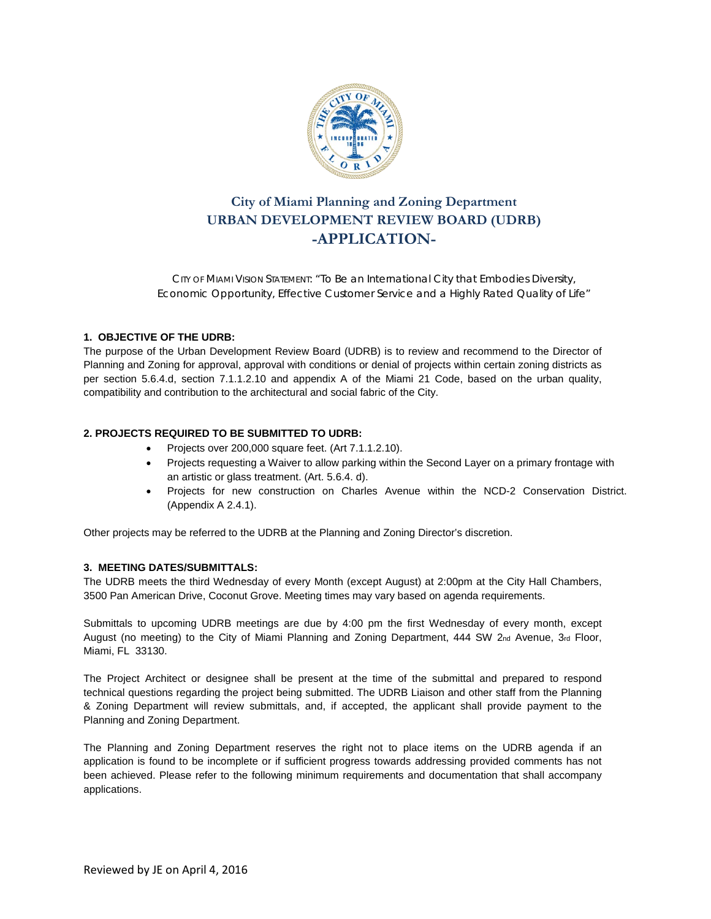# City of Miami Planning and Zoning Department

# URBAN DEVELOPMENT REVIEW BOARD (UDRB)

# -APPLICATION-

CITY OF MIAMI VISION STATEMENT: "To Be an International City that Embodies Diversity, Economic Opportunity, Effective Customer Service and a Highly Rated Quality of Life"

### 1. OBJECTIVE OF THE UDRB:

The purpose of the Urban Development Review Board (UDRB) is to review and recommend to the Director of Planning and Zoning for approval, approval with conditions or denial of projects within certain zoning districts as per section 5.6.4.d, section 7.1.1.2.10 and appendix A of the Miami 21 Code, based on the urban quality, compatibility and contribution to the architectural and social fabric of the City.

### 2. PROJECTS REQUIRED TO BE SUBMITTED TO UDRB:

- Projects over 200,000 square feet. (Art 7.1.1.2.10).
- Projects requesting a Waiver to allow parking within the Second Layer on a primary frontage with an artistic or glass treatment. (Art. 5.6.4. d).
- Projects for new construction on Charles Avenue within the NCD-2 Conservation District. (Appendix A 2.4.1).

Other projects may be referred to the UDRB at the Planning and Zoning Director's discretion.

### 3. MEETING DATES/SUBMITTALS:

The UDRB meets the third Wednesday of every Month (except August) at 2:00pm at the City Hall Chambers, 3500 Pan American Drive, Coconut Grove. Meeting times may vary based on agenda requirements.

Submittals to upcoming UDRB meetings are due by 4:00 pm the first Wednesday of every month, except August (no meeting) to the City of Miami Planning and Zoning Department, 444 SW 2nd Avenue, 3rd Floor, Miami, FL 33130.

The Project Architect or designee shall be present at the time of the submittal and prepared to respond technical questions regarding the project being submitted. The UDRB Liaison and other staff from the Planning & Zoning Department will review submittals, and, if accepted, the applicant shall provide payment to the Planning and Zoning Department.

The Planning and Zoning Department reserves the right not to place items on the UDRB agenda if an application is found to be incomplete or if sufficient progress towards addressing provided comments has not been achieved. Please refer to the following minimum requirements and documentation that shall accompany applications.

Reviewed by JE on April 4, 2016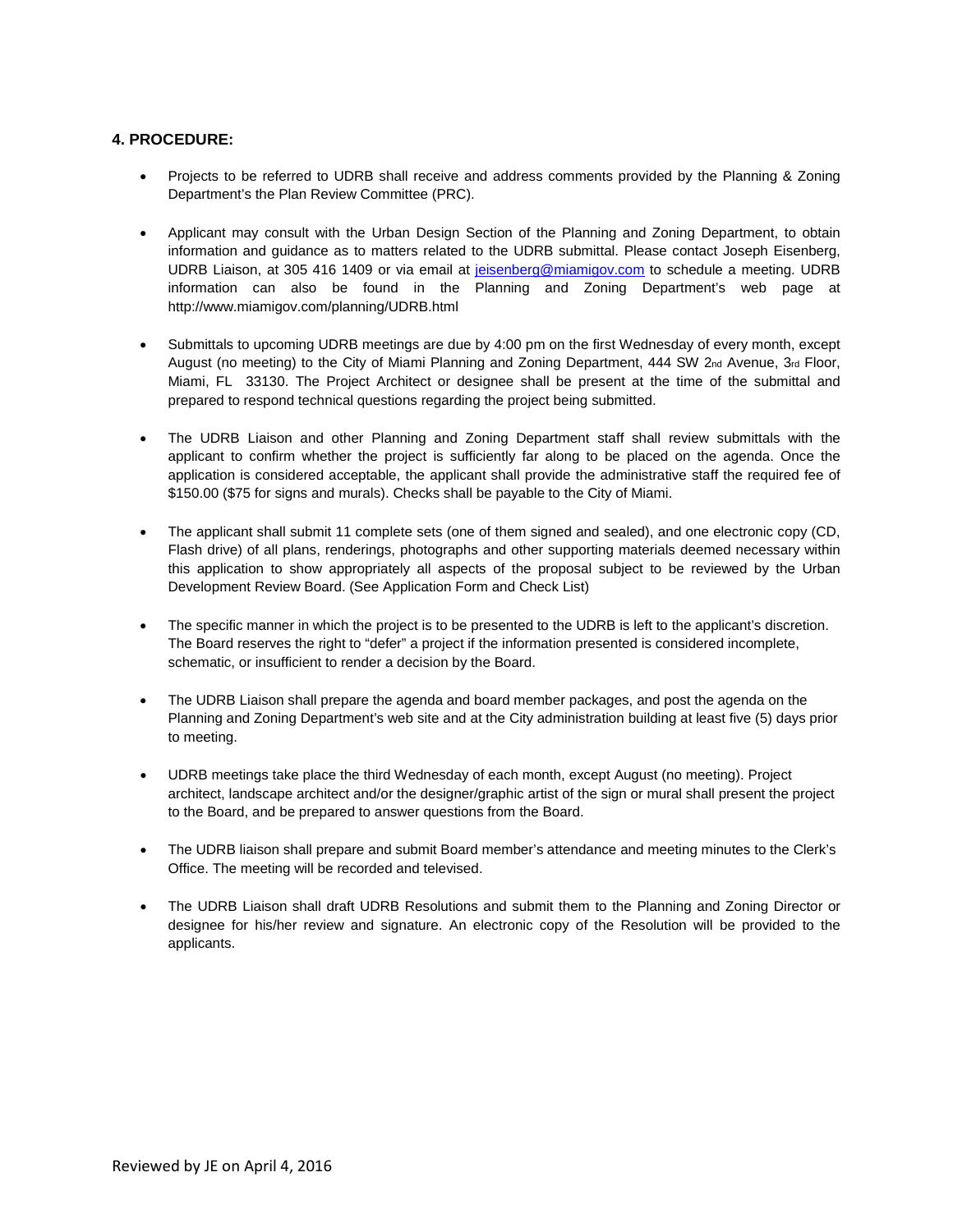**4. PROCEDURE:**

- Projects to be referred to UDRB shall receive and address comments provided by the Planning & Zoning Department's the Plan Review Committee (PRC).

- Applicant may consult with the Urban Design Section of the Planning and Zoning Department, to obtain information and guidance as to matters related to the UDRB submittal. Please contact Joseph Eisenberg, UDRB Liaison, at 305 416 1409 or via email at jeisenberg@miamigov.com to schedule a meeting. UDRB information can also be found in the Planning and Zoning Department's web page at http://www.miamigov.com/planning/UDRB.html

- Submittals to upcoming UDRB meetings are due by 4:00 pm on the first Wednesday of every month, except August (no meeting) to the City of Miami Planning and Zoning Department, 444 SW 2nd Avenue, 3rd Floor, Miami, FL 33130. The Project Architect or designee shall be present at the time of the submittal and prepared to respond technical questions regarding the project being submitted.

- The UDRB Liaison and other Planning and Zoning Department staff shall review submittals with the applicant to confirm whether the project is sufficiently far along to be placed on the agenda. Once the application is considered acceptable, the applicant shall provide the administrative staff the required fee of $150.00 ($75 for signs and murals). Checks shall be payable to the City of Miami.

- The applicant shall submit 11 complete sets (one of them signed and sealed), and one electronic copy (CD, Flash drive) of all plans, renderings, photographs and other supporting materials deemed necessary within this application to show appropriately all aspects of the proposal subject to be reviewed by the Urban Development Review Board. (See Application Form and Check List)

- The specific manner in which the project is to be presented to the UDRB is left to the applicant's discretion. The Board reserves the right to "defer" a project if the information presented is considered incomplete, schematic, or insufficient to render a decision by the Board.

- The UDRB Liaison shall prepare the agenda and board member packages, and post the agenda on the Planning and Zoning Department's web site and at the City administration building at least five (5) days prior to meeting.

- UDRB meetings take place the third Wednesday of each month, except August (no meeting). Project architect, landscape architect and/or the designer/graphic artist of the sign or mural shall present the project to the Board, and be prepared to answer questions from the Board.

- The UDRB liaison shall prepare and submit Board member's attendance and meeting minutes to the Clerk's Office. The meeting will be recorded and televised.

- The UDRB Liaison shall draft UDRB Resolutions and submit them to the Planning and Zoning Director or designee for his/her review and signature. An electronic copy of the Resolution will be provided to the applicants.

Reviewed by JE on April 4, 2016